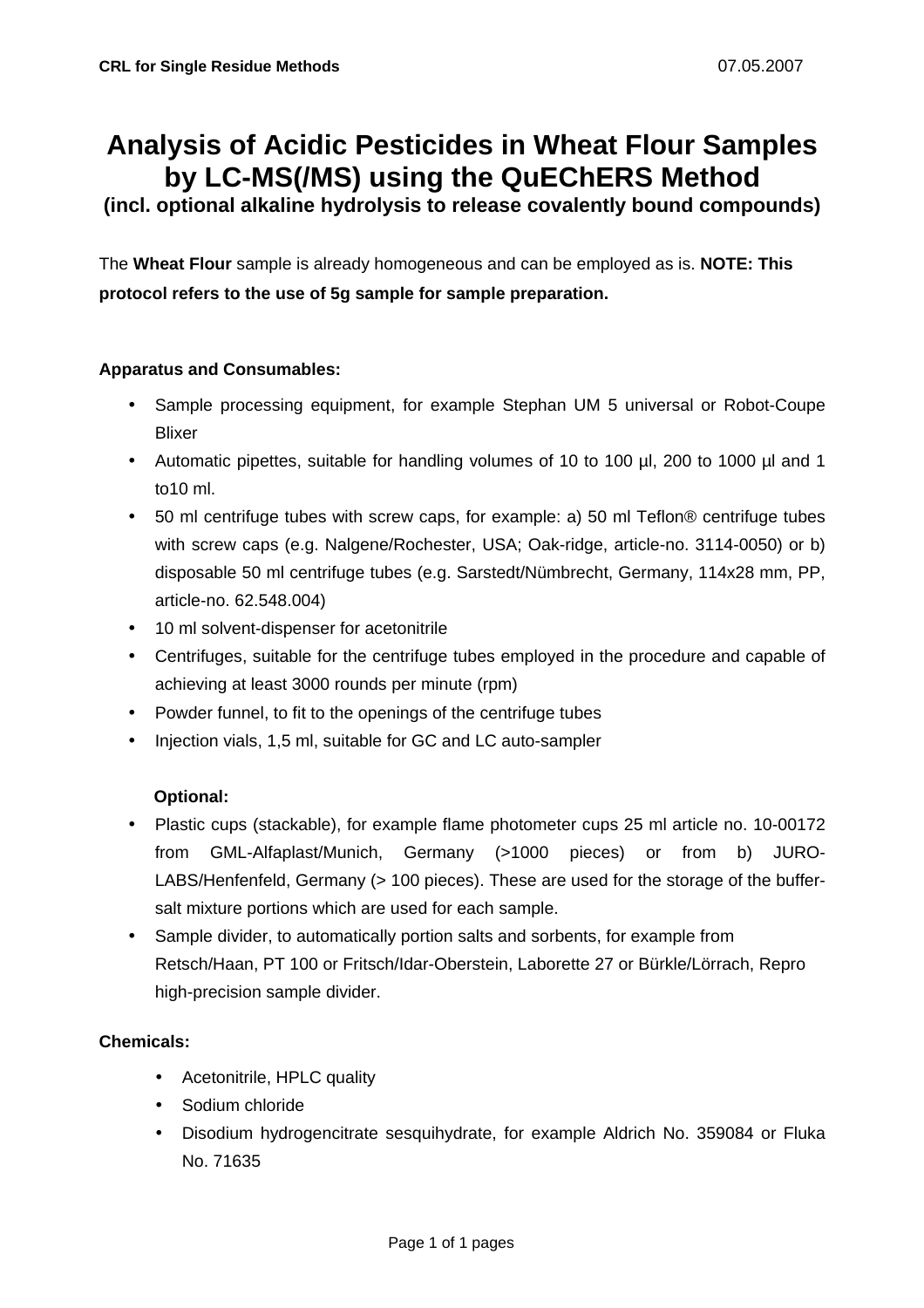# Analysis of Acidic Pesticides in Wheat Flour Samples by LC-MS(/MS) using the QuEChERS Method

**(incl. optional alkaline hydrolysis to release covalently bound compounds)**

The **Wheat Flour** sample is already homogeneous and can be employed as is. **NOTE: This protocol refers to the use of 5g sample for sample preparation.**

**Apparatus and Consumables:**

- Sample processing equipment, for example Stephan UM 5 universal or Robot-Coupe Blixer
- Automatic pipettes, suitable for handling volumes of 10 to 100 µl, 200 to 1000 µl and 1 to10 ml.
- 50 ml centrifuge tubes with screw caps, for example: a) 50 ml Teflon® centrifuge tubes with screw caps (e.g. Nalgene/Rochester, USA; Oak-ridge, article-no. 3114-0050) or b) disposable 50 ml centrifuge tubes (e.g. Sarstedt/Nümbrecht, Germany, 114x28 mm, PP, article-no. 62.548.004)
- 10 ml solvent-dispenser for acetonitrile
- Centrifuges, suitable for the centrifuge tubes employed in the procedure and capable of achieving at least 3000 rounds per minute (rpm)
- Powder funnel, to fit to the openings of the centrifuge tubes
- Injection vials, 1,5 ml, suitable for GC and LC auto-sampler

**Optional:**

- Plastic cups (stackable), for example flame photometer cups 25 ml article no. 10-00172 from GML-Alfaplast/Munich, Germany (>1000 pieces) or from b) JURO-LABS/Henfenfeld, Germany (> 100 pieces). These are used for the storage of the buffer-salt mixture portions which are used for each sample.
- Sample divider, to automatically portion salts and sorbents, for example from Retsch/Haan, PT 100 or Fritsch/Idar-Oberstein, Laborette 27 or Bürkle/Lörrach, Repro high-precision sample divider.

**Chemicals:**

- Acetonitrile, HPLC quality
- Sodium chloride
- Disodium hydrogencitrate sesquihydrate, for example Aldrich No. 359084 or Fluka No. 71635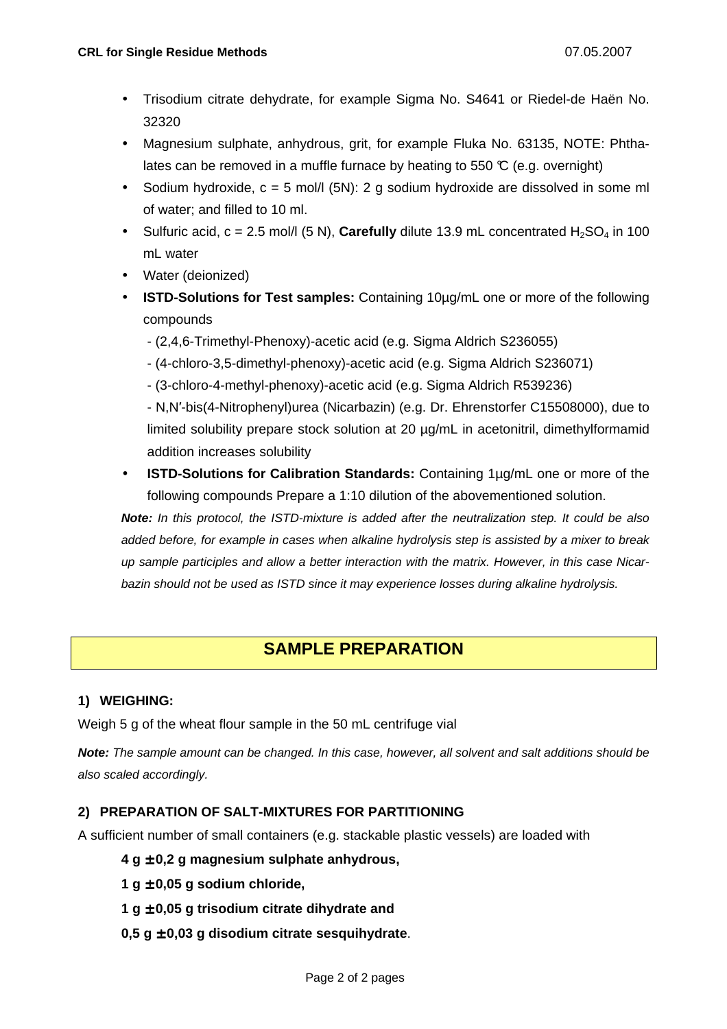- Trisodium citrate dehydrate, for example Sigma No. S4641 or Riedel-de Haën No. 32320
- Magnesium sulphate, anhydrous, grit, for example Fluka No. 63135, NOTE: Phthalates can be removed in a muffle furnace by heating to 550 ℃ (e.g. overnight)
- Sodium hydroxide, c = 5 mol/l (5N): 2 g sodium hydroxide are dissolved in some ml of water; and filled to 10 ml.
- Sulfuric acid, c = 2.5 mol/l (5 N), **Carefully** dilute 13.9 mL concentrated $H_2SO_4$ in 100 mL water
- Water (deionized)
- **ISTD-Solutions for Test samples:** Containing 10µg/mL one or more of the following compounds
  - (2,4,6-Trimethyl-Phenoxy)-acetic acid (e.g. Sigma Aldrich S236055)
  - (4-chloro-3,5-dimethyl-phenoxy)-acetic acid (e.g. Sigma Aldrich S236071)
  - (3-chloro-4-methyl-phenoxy)-acetic acid (e.g. Sigma Aldrich R539236)
  - N,N′-bis(4-Nitrophenyl)urea (Nicarbazin) (e.g. Dr. Ehrenstorfer C15508000), due to limited solubility prepare stock solution at 20 µg/mL in acetonitril, dimethylformamid addition increases solubility
- **ISTD-Solutions for Calibration Standards:** Containing 1µg/mL one or more of the following compounds Prepare a 1:10 dilution of the abovementioned solution.

***Note:** In this protocol, the ISTD-mixture is added after the neutralization step. It could be also added before, for example in cases when alkaline hydrolysis step is assisted by a mixer to break up sample participles and allow a better interaction with the matrix. However, in this case Nicarbazin should not be used as ISTD since it may experience losses during alkaline hydrolysis.*

## SAMPLE PREPARATION

### 1) WEIGHING:

Weigh 5 g of the wheat flour sample in the 50 mL centrifuge vial

***Note:** The sample amount can be changed. In this case, however, all solvent and salt additions should be also scaled accordingly.*

### 2) PREPARATION OF SALT-MIXTURES FOR PARTITIONING

A sufficient number of small containers (e.g. stackable plastic vessels) are loaded with

**4 g ± 0,2 g magnesium sulphate anhydrous,**

**1 g ± 0,05 g sodium chloride,**

**1 g ± 0,05 g trisodium citrate dihydrate and**

**0,5 g ± 0,03 g disodium citrate sesquihydrate**.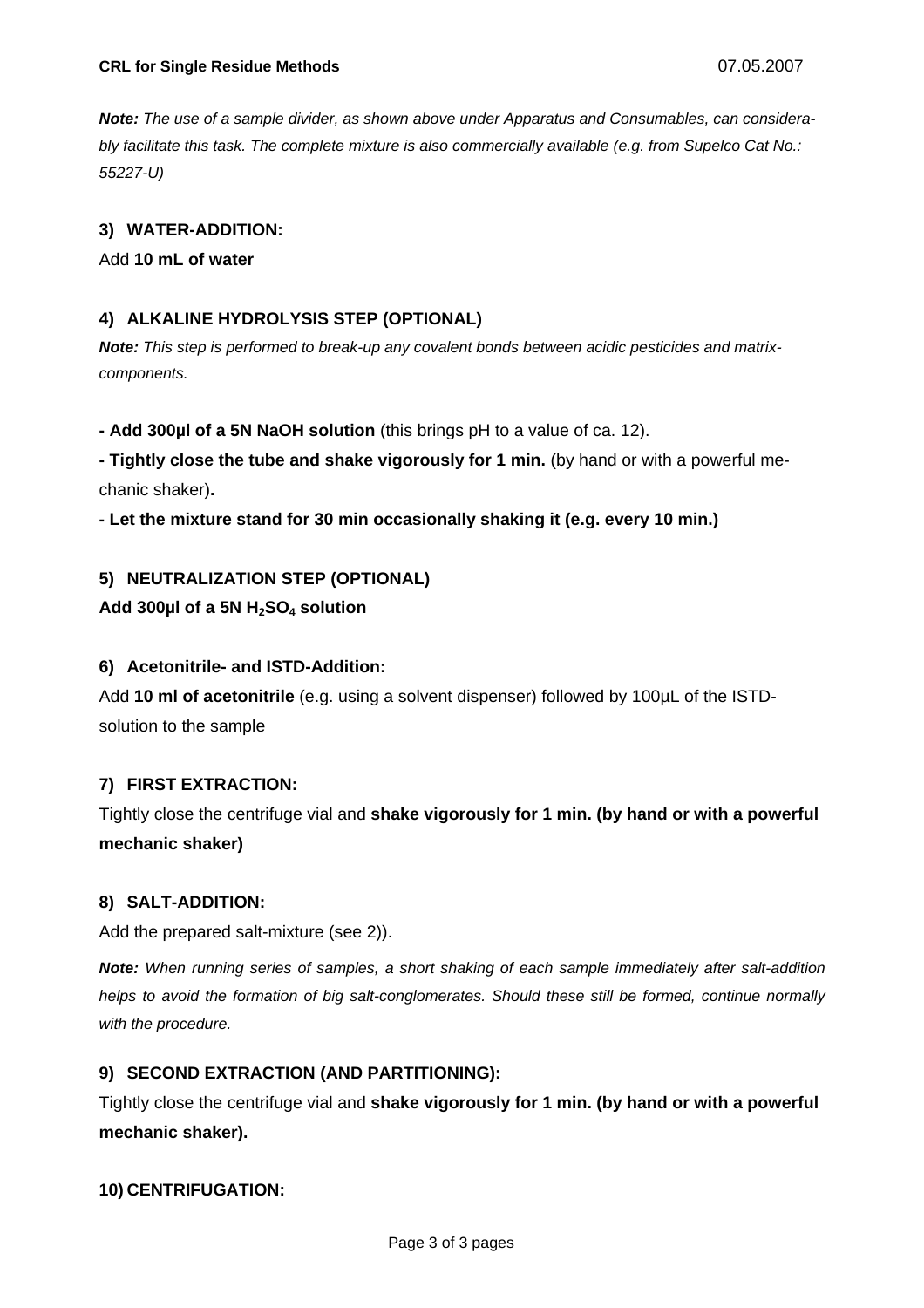***Note:*** *The use of a sample divider, as shown above under Apparatus and Consumables, can considerably facilitate this task. The complete mixture is also commercially available (e.g. from Supelco Cat No.: 55227-U)*

### 3) WATER-ADDITION:

Add **10 mL of water**

### 4) ALKALINE HYDROLYSIS STEP (OPTIONAL)

***Note:*** *This step is performed to break-up any covalent bonds between acidic pesticides and matrix-components.*

**- Add 300µl of a 5N NaOH solution** (this brings pH to a value of ca. 12).

**- Tightly close the tube and shake vigorously for 1 min.** (by hand or with a powerful mechanic shaker)**.**

**- Let the mixture stand for 30 min occasionally shaking it (e.g. every 10 min.)**

### 5) NEUTRALIZATION STEP (OPTIONAL)

**Add 300µl of a 5N $H_2SO_4$ solution**

### 6) Acetonitrile- and ISTD-Addition:

Add **10 ml of acetonitrile** (e.g. using a solvent dispenser) followed by 100µL of the ISTD-solution to the sample

### 7) FIRST EXTRACTION:

Tightly close the centrifuge vial and **shake vigorously for 1 min. (by hand or with a powerful mechanic shaker)**

### 8) SALT-ADDITION:

Add the prepared salt-mixture (see 2)).

***Note:*** *When running series of samples, a short shaking of each sample immediately after salt-addition helps to avoid the formation of big salt-conglomerates. Should these still be formed, continue normally with the procedure.*

### 9) SECOND EXTRACTION (AND PARTITIONING):

Tightly close the centrifuge vial and **shake vigorously for 1 min. (by hand or with a powerful mechanic shaker).**

### 10) CENTRIFUGATION: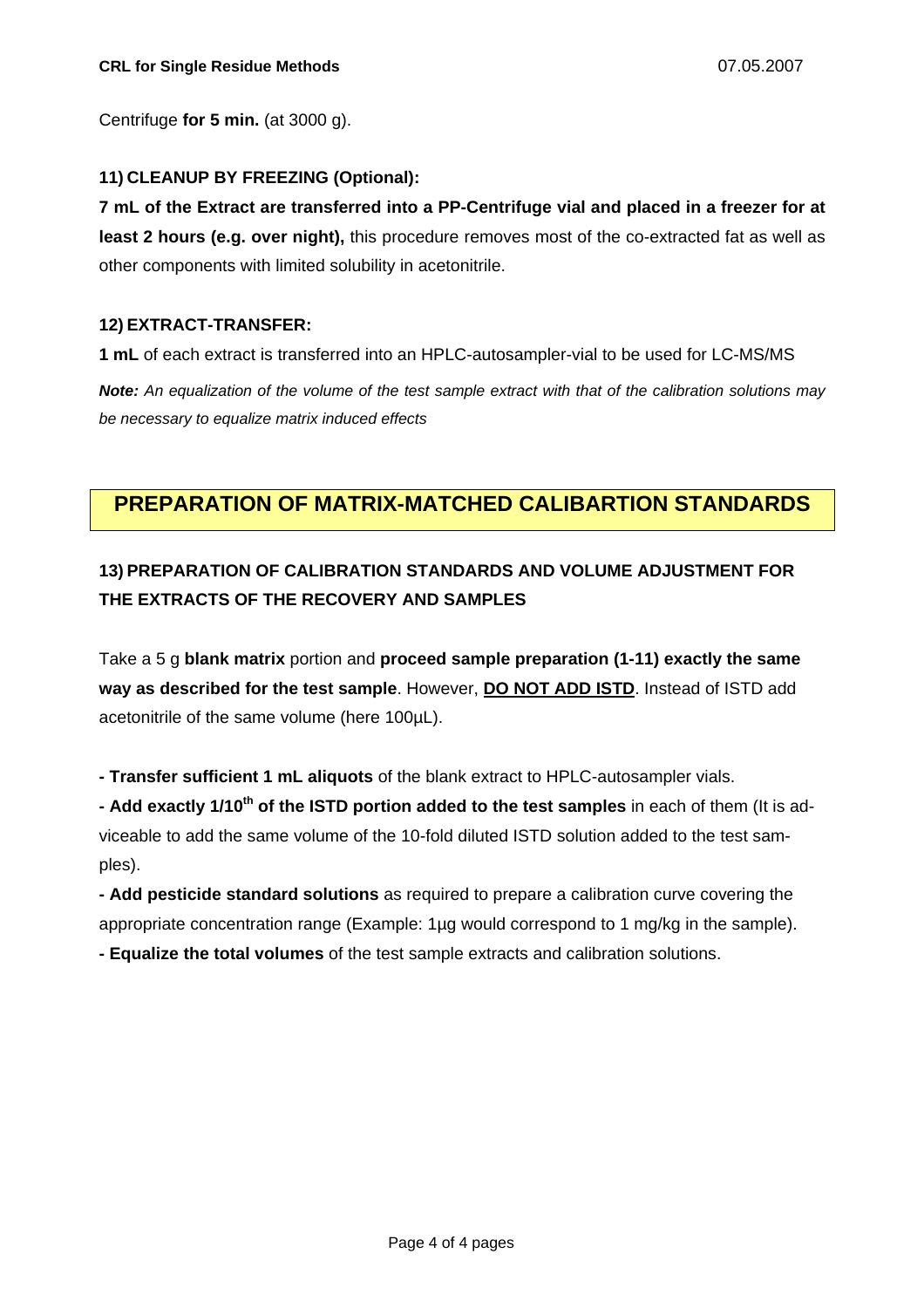Centrifuge **for 5 min.** (at 3000 g).

### 11) CLEANUP BY FREEZING (Optional):

**7 mL of the Extract are transferred into a PP-Centrifuge vial and placed in a freezer for at least 2 hours (e.g. over night),** this procedure removes most of the co-extracted fat as well as other components with limited solubility in acetonitrile.

### 12) EXTRACT-TRANSFER:

**1 mL** of each extract is transferred into an HPLC-autosampler-vial to be used for LC-MS/MS

***Note:*** *An equalization of the volume of the test sample extract with that of the calibration solutions may be necessary to equalize matrix induced effects*

## PREPARATION OF MATRIX-MATCHED CALIBARTION STANDARDS

### 13) PREPARATION OF CALIBRATION STANDARDS AND VOLUME ADJUSTMENT FOR THE EXTRACTS OF THE RECOVERY AND SAMPLES

Take a 5 g **blank matrix** portion and **proceed sample preparation (1-11) exactly the same way as described for the test sample**. However, **<u>DO NOT ADD ISTD</u>**. Instead of ISTD add acetonitrile of the same volume (here 100µL).

**- Transfer sufficient 1 mL aliquots** of the blank extract to HPLC-autosampler vials.

**- Add exactly 1/10th of the ISTD portion added to the test samples** in each of them (It is adviceable to add the same volume of the 10-fold diluted ISTD solution added to the test samples).

**- Add pesticide standard solutions** as required to prepare a calibration curve covering the appropriate concentration range (Example: 1µg would correspond to 1 mg/kg in the sample).

**- Equalize the total volumes** of the test sample extracts and calibration solutions.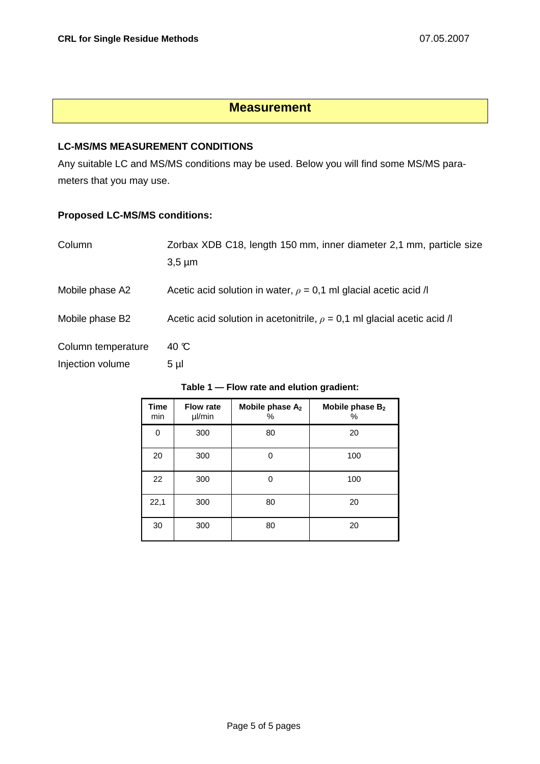# Measurement

## LC-MS/MS MEASUREMENT CONDITIONS

Any suitable LC and MS/MS conditions may be used. Below you will find some MS/MS parameters that you may use.

### Proposed LC-MS/MS conditions:

| | |
|---|---|
| Column | Zorbax XDB C18, length 150 mm, inner diameter 2,1 mm, particle size 3,5 µm |
| Mobile phase A2 | Acetic acid solution in water, $\rho$ = 0,1 ml glacial acetic acid /l |
| Mobile phase B2 | Acetic acid solution in acetonitrile, $\rho$ = 0,1 ml glacial acetic acid /l |
| Column temperature | 40 °C |
| Injection volume | 5 µl |

**Table 1 — Flow rate and elution gradient:**

| Time min | Flow rate µl/min | Mobile phase $A_2$ % | Mobile phase $B_2$ % |
|---|---|---|---|
| 0 | 300 | 80 | 20 |
| 20 | 300 | 0 | 100 |
| 22 | 300 | 0 | 100 |
| 22,1 | 300 | 80 | 20 |
| 30 | 300 | 80 | 20 |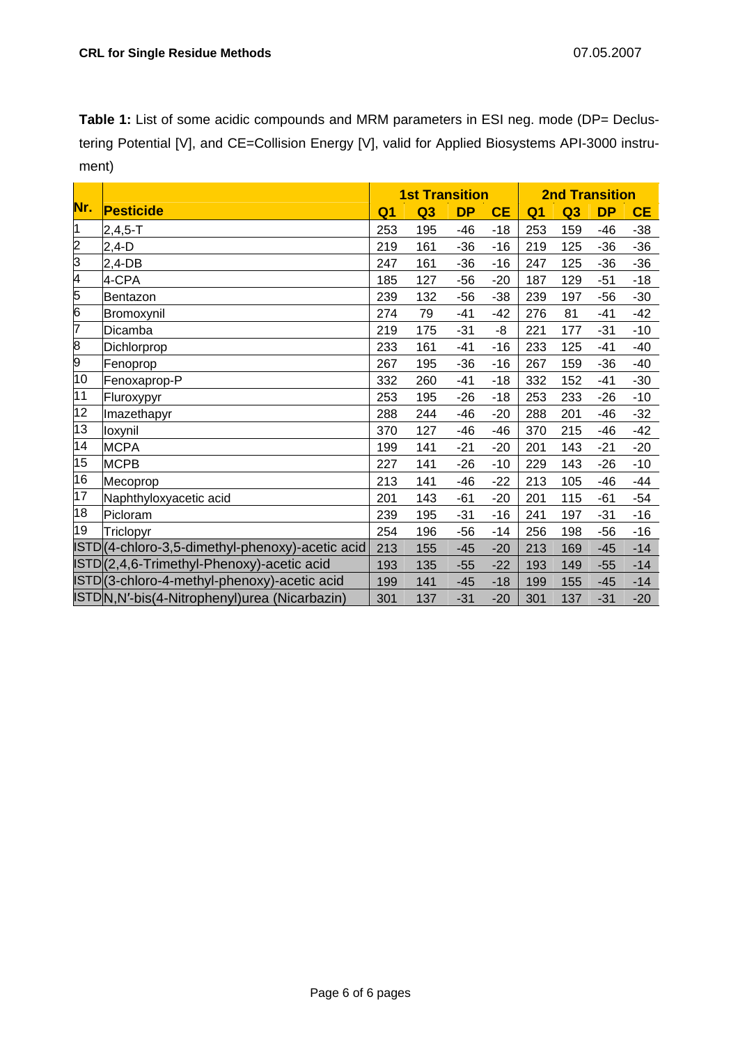**Table 1:** List of some acidic compounds and MRM parameters in ESI neg. mode (DP= Declustering Potential [V], and CE=Collision Energy [V], valid for Applied Biosystems API-3000 instrument)

| Nr. | Pesticide | 1st Transition | | | | 2nd Transition | | | |
|---|---|---|---|---|---|---|---|---|---|
| | | Q1 | Q3 | DP | CE | Q1 | Q3 | DP | CE |
| 1 | 2,4,5-T | 253 | 195 | -46 | -18 | 253 | 159 | -46 | -38 |
| 2 | 2,4-D | 219 | 161 | -36 | -16 | 219 | 125 | -36 | -36 |
| 3 | 2,4-DB | 247 | 161 | -36 | -16 | 247 | 125 | -36 | -36 |
| 4 | 4-CPA | 185 | 127 | -56 | -20 | 187 | 129 | -51 | -18 |
| 5 | Bentazon | 239 | 132 | -56 | -38 | 239 | 197 | -56 | -30 |
| 6 | Bromoxynil | 274 | 79 | -41 | -42 | 276 | 81 | -41 | -42 |
| 7 | Dicamba | 219 | 175 | -31 | -8 | 221 | 177 | -31 | -10 |
| 8 | Dichlorprop | 233 | 161 | -41 | -16 | 233 | 125 | -41 | -40 |
| 9 | Fenoprop | 267 | 195 | -36 | -16 | 267 | 159 | -36 | -40 |
| 10 | Fenoxaprop-P | 332 | 260 | -41 | -18 | 332 | 152 | -41 | -30 |
| 11 | Fluroxypyr | 253 | 195 | -26 | -18 | 253 | 233 | -26 | -10 |
| 12 | Imazethapyr | 288 | 244 | -46 | -20 | 288 | 201 | -46 | -32 |
| 13 | Ioxynil | 370 | 127 | -46 | -46 | 370 | 215 | -46 | -42 |
| 14 | MCPA | 199 | 141 | -21 | -20 | 201 | 143 | -21 | -20 |
| 15 | MCPB | 227 | 141 | -26 | -10 | 229 | 143 | -26 | -10 |
| 16 | Mecoprop | 213 | 141 | -46 | -22 | 213 | 105 | -46 | -44 |
| 17 | Naphthyloxyacetic acid | 201 | 143 | -61 | -20 | 201 | 115 | -61 | -54 |
| 18 | Picloram | 239 | 195 | -31 | -16 | 241 | 197 | -31 | -16 |
| 19 | Triclopyr | 254 | 196 | -56 | -14 | 256 | 198 | -56 | -16 |
| ISTD | (4-chloro-3,5-dimethyl-phenoxy)-acetic acid | 213 | 155 | -45 | -20 | 213 | 169 | -45 | -14 |
| ISTD | (2,4,6-Trimethyl-Phenoxy)-acetic acid | 193 | 135 | -55 | -22 | 193 | 149 | -55 | -14 |
| ISTD | (3-chloro-4-methyl-phenoxy)-acetic acid | 199 | 141 | -45 | -18 | 199 | 155 | -45 | -14 |
| ISTD | N,N′-bis(4-Nitrophenyl)urea (Nicarbazin) | 301 | 137 | -31 | -20 | 301 | 137 | -31 | -20 |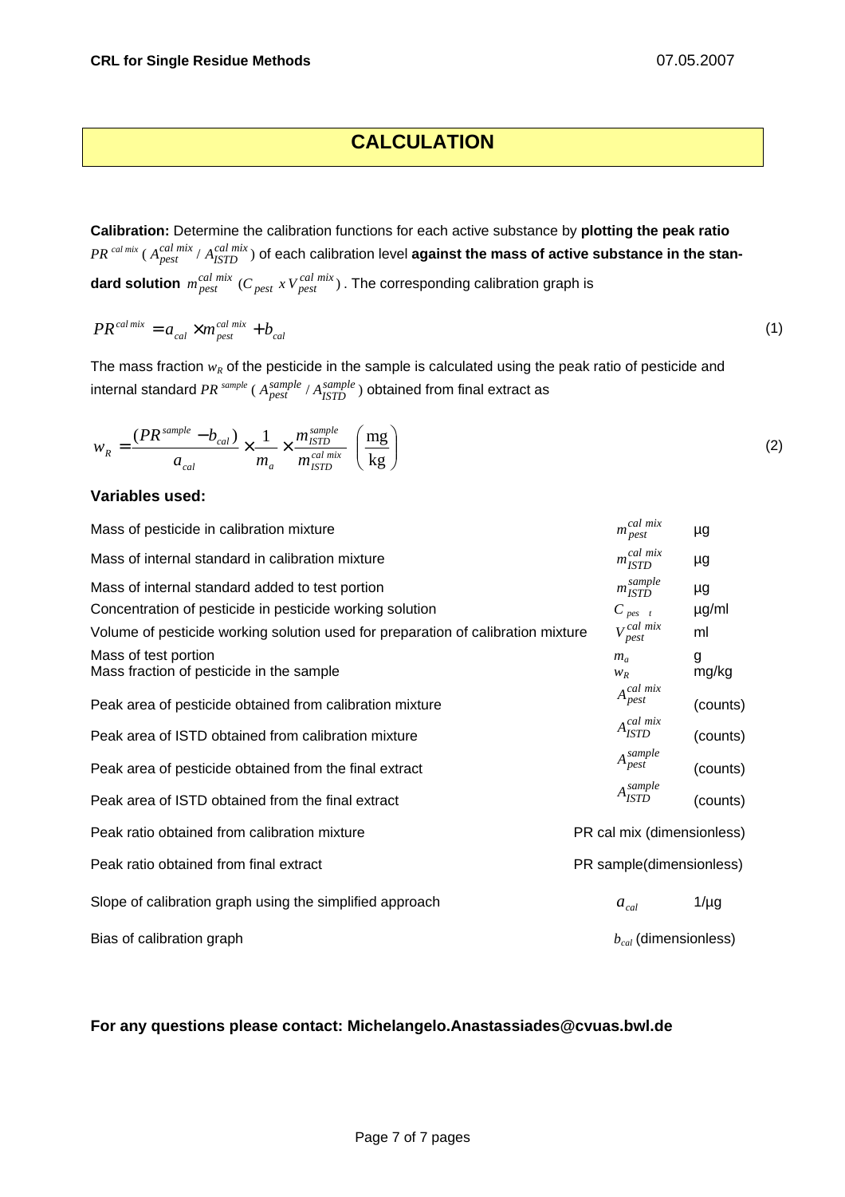# CALCULATION

**Calibration:** Determine the calibration functions for each active substance by **plotting the peak ratio** $PR^{cal\ mix}$ ($A_{pest}^{cal\ mix}$ / $A_{ISTD}^{cal\ mix}$) of each calibration level **against the mass of active substance in the standard solution** $m_{pest}^{cal\ mix}$ ($C_{pest}\ x\ V_{pest}^{cal\ mix}$). The corresponding calibration graph is

$$PR^{cal\ mix} = a_{cal} \times m_{pest}^{cal\ mix} + b_{cal} \tag{1}$$

The mass fraction $w_R$ of the pesticide in the sample is calculated using the peak ratio of pesticide and internal standard $PR^{sample}$ ($A_{pest}^{sample}$ / $A_{ISTD}^{sample}$) obtained from final extract as

$$w_R = \frac{(PR^{sample} - b_{cal})}{a_{cal}} \times \frac{1}{m_a} \times \frac{m_{ISTD}^{sample}}{m_{ISTD}^{cal\ mix}} \left(\frac{\text{mg}}{\text{kg}}\right) \tag{2}$$

**Variables used:**

| | | |
|---|---|---|
| Mass of pesticide in calibration mixture | $m_{pest}^{cal\ mix}$ | µg |
| Mass of internal standard in calibration mixture | $m_{ISTD}^{cal\ mix}$ | µg |
| Mass of internal standard added to test portion | $m_{ISTD}^{sample}$ | µg |
| Concentration of pesticide in pesticide working solution | $C_{pest}$ | µg/ml |
| Volume of pesticide working solution used for preparation of calibration mixture | $V_{pest}^{cal\ mix}$ | ml |
| Mass of test portion | $m_a$ | g |
| Mass fraction of pesticide in the sample | $w_R$ | mg/kg |
| Peak area of pesticide obtained from calibration mixture | $A_{pest}^{cal\ mix}$ | (counts) |
| Peak area of ISTD obtained from calibration mixture | $A_{ISTD}^{cal\ mix}$ | (counts) |
| Peak area of pesticide obtained from the final extract | $A_{pest}^{sample}$ | (counts) |
| Peak area of ISTD obtained from the final extract | $A_{ISTD}^{sample}$ | (counts) |
| Peak ratio obtained from calibration mixture | PR cal mix (dimensionless) | |
| Peak ratio obtained from final extract | PR sample(dimensionless) | |
| Slope of calibration graph using the simplified approach | $a_{cal}$ | 1/µg |
| Bias of calibration graph | $b_{cal}$ (dimensionless) | |

**For any questions please contact: Michelangelo.Anastassiades@cvuas.bwl.de**